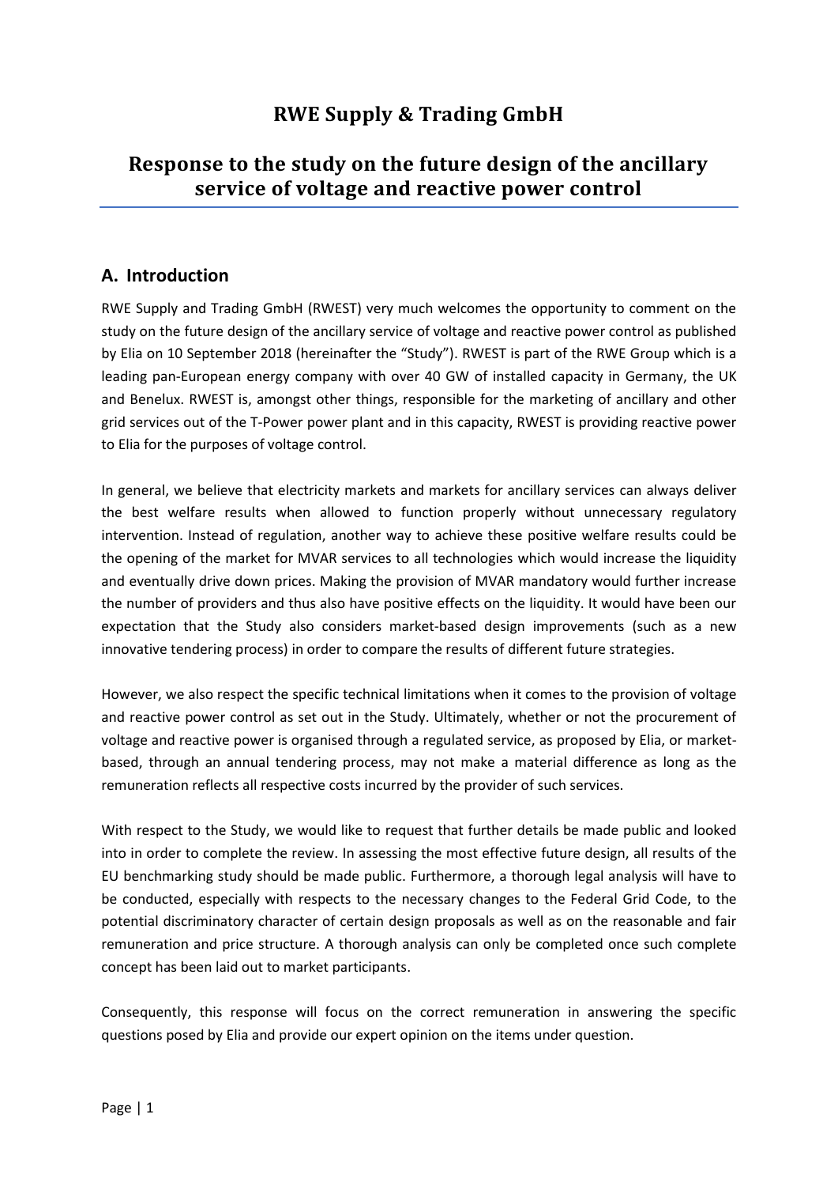# RWE Supply & Trading GmbH

# Response to the study on the future design of the ancillary service of voltage and reactive power control

## A. Introduction

RWE Supply and Trading GmbH (RWEST) very much welcomes the opportunity to comment on the study on the future design of the ancillary service of voltage and reactive power control as published by Elia on 10 September 2018 (hereinafter the "Study"). RWEST is part of the RWE Group which is a leading pan-European energy company with over 40 GW of installed capacity in Germany, the UK and Benelux. RWEST is, amongst other things, responsible for the marketing of ancillary and other grid services out of the T-Power power plant and in this capacity, RWEST is providing reactive power to Elia for the purposes of voltage control.

In general, we believe that electricity markets and markets for ancillary services can always deliver the best welfare results when allowed to function properly without unnecessary regulatory intervention. Instead of regulation, another way to achieve these positive welfare results could be the opening of the market for MVAR services to all technologies which would increase the liquidity and eventually drive down prices. Making the provision of MVAR mandatory would further increase the number of providers and thus also have positive effects on the liquidity. It would have been our expectation that the Study also considers market-based design improvements (such as a new innovative tendering process) in order to compare the results of different future strategies.

However, we also respect the specific technical limitations when it comes to the provision of voltage and reactive power control as set out in the Study. Ultimately, whether or not the procurement of voltage and reactive power is organised through a regulated service, as proposed by Elia, or market-based, through an annual tendering process, may not make a material difference as long as the remuneration reflects all respective costs incurred by the provider of such services.

With respect to the Study, we would like to request that further details be made public and looked into in order to complete the review. In assessing the most effective future design, all results of the EU benchmarking study should be made public. Furthermore, a thorough legal analysis will have to be conducted, especially with respects to the necessary changes to the Federal Grid Code, to the potential discriminatory character of certain design proposals as well as on the reasonable and fair remuneration and price structure. A thorough analysis can only be completed once such complete concept has been laid out to market participants.

Consequently, this response will focus on the correct remuneration in answering the specific questions posed by Elia and provide our expert opinion on the items under question.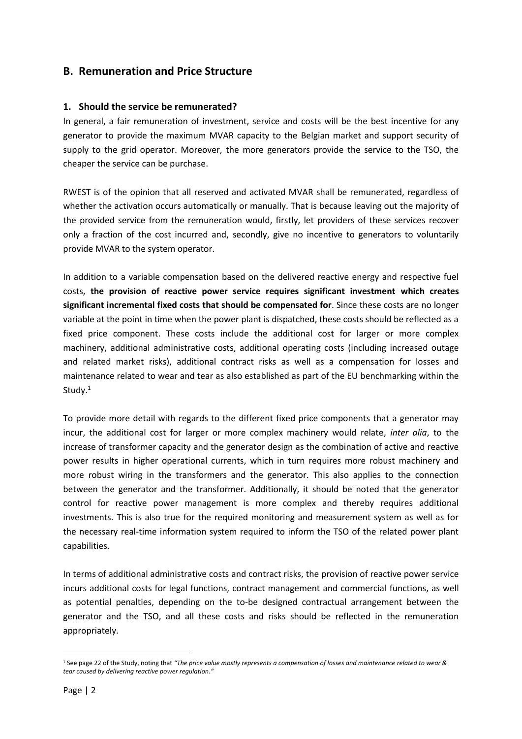## B. Remuneration and Price Structure

### 1. Should the service be remunerated?

In general, a fair remuneration of investment, service and costs will be the best incentive for any generator to provide the maximum MVAR capacity to the Belgian market and support security of supply to the grid operator. Moreover, the more generators provide the service to the TSO, the cheaper the service can be purchase.

RWEST is of the opinion that all reserved and activated MVAR shall be remunerated, regardless of whether the activation occurs automatically or manually. That is because leaving out the majority of the provided service from the remuneration would, firstly, let providers of these services recover only a fraction of the cost incurred and, secondly, give no incentive to generators to voluntarily provide MVAR to the system operator.

In addition to a variable compensation based on the delivered reactive energy and respective fuel costs, **the provision of reactive power service requires significant investment which creates significant incremental fixed costs that should be compensated for**. Since these costs are no longer variable at the point in time when the power plant is dispatched, these costs should be reflected as a fixed price component. These costs include the additional cost for larger or more complex machinery, additional administrative costs, additional operating costs (including increased outage and related market risks), additional contract risks as well as a compensation for losses and maintenance related to wear and tear as also established as part of the EU benchmarking within the Study.[1]

To provide more detail with regards to the different fixed price components that a generator may incur, the additional cost for larger or more complex machinery would relate, *inter alia*, to the increase of transformer capacity and the generator design as the combination of active and reactive power results in higher operational currents, which in turn requires more robust machinery and more robust wiring in the transformers and the generator. This also applies to the connection between the generator and the transformer. Additionally, it should be noted that the generator control for reactive power management is more complex and thereby requires additional investments. This is also true for the required monitoring and measurement system as well as for the necessary real-time information system required to inform the TSO of the related power plant capabilities.

In terms of additional administrative costs and contract risks, the provision of reactive power service incurs additional costs for legal functions, contract management and commercial functions, as well as potential penalties, depending on the to-be designed contractual arrangement between the generator and the TSO, and all these costs and risks should be reflected in the remuneration appropriately.

---

[1] See page 22 of the Study, noting that *"The price value mostly represents a compensation of losses and maintenance related to wear & tear caused by delivering reactive power regulation."*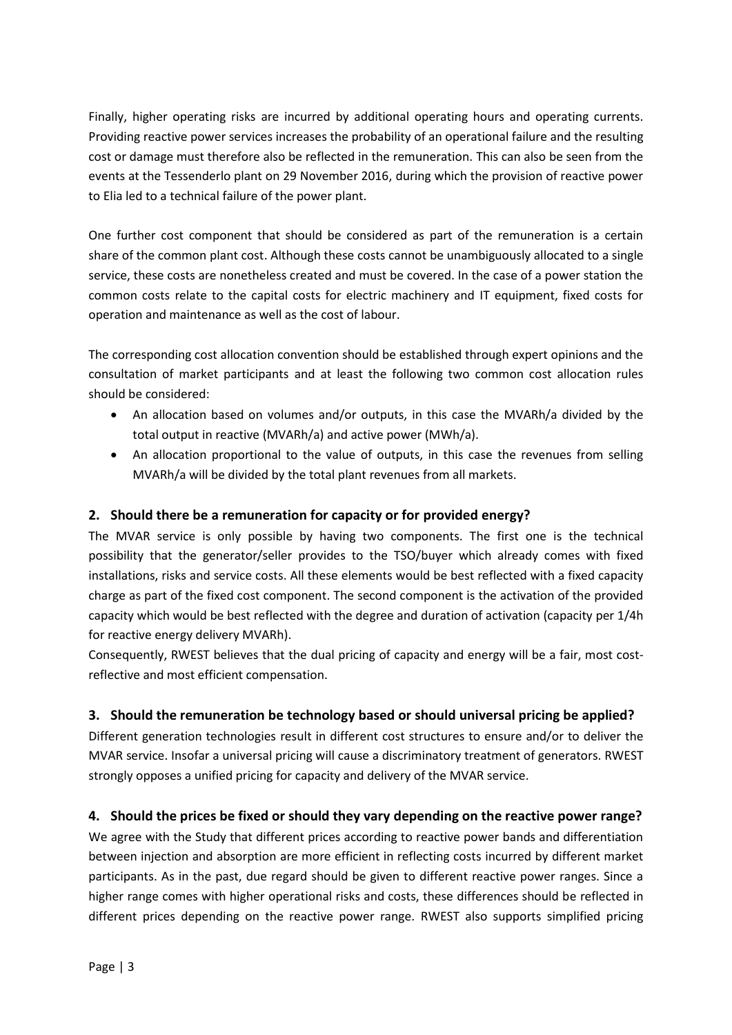Finally, higher operating risks are incurred by additional operating hours and operating currents. Providing reactive power services increases the probability of an operational failure and the resulting cost or damage must therefore also be reflected in the remuneration. This can also be seen from the events at the Tessenderlo plant on 29 November 2016, during which the provision of reactive power to Elia led to a technical failure of the power plant.

One further cost component that should be considered as part of the remuneration is a certain share of the common plant cost. Although these costs cannot be unambiguously allocated to a single service, these costs are nonetheless created and must be covered. In the case of a power station the common costs relate to the capital costs for electric machinery and IT equipment, fixed costs for operation and maintenance as well as the cost of labour.

The corresponding cost allocation convention should be established through expert opinions and the consultation of market participants and at least the following two common cost allocation rules should be considered:

- An allocation based on volumes and/or outputs, in this case the MVARh/a divided by the total output in reactive (MVARh/a) and active power (MWh/a).
- An allocation proportional to the value of outputs, in this case the revenues from selling MVARh/a will be divided by the total plant revenues from all markets.

## 2. Should there be a remuneration for capacity or for provided energy?

The MVAR service is only possible by having two components. The first one is the technical possibility that the generator/seller provides to the TSO/buyer which already comes with fixed installations, risks and service costs. All these elements would be best reflected with a fixed capacity charge as part of the fixed cost component. The second component is the activation of the provided capacity which would be best reflected with the degree and duration of activation (capacity per 1/4h for reactive energy delivery MVARh).

Consequently, RWEST believes that the dual pricing of capacity and energy will be a fair, most cost-reflective and most efficient compensation.

## 3. Should the remuneration be technology based or should universal pricing be applied?

Different generation technologies result in different cost structures to ensure and/or to deliver the MVAR service. Insofar a universal pricing will cause a discriminatory treatment of generators. RWEST strongly opposes a unified pricing for capacity and delivery of the MVAR service.

## 4. Should the prices be fixed or should they vary depending on the reactive power range?

We agree with the Study that different prices according to reactive power bands and differentiation between injection and absorption are more efficient in reflecting costs incurred by different market participants. As in the past, due regard should be given to different reactive power ranges. Since a higher range comes with higher operational risks and costs, these differences should be reflected in different prices depending on the reactive power range. RWEST also supports simplified pricing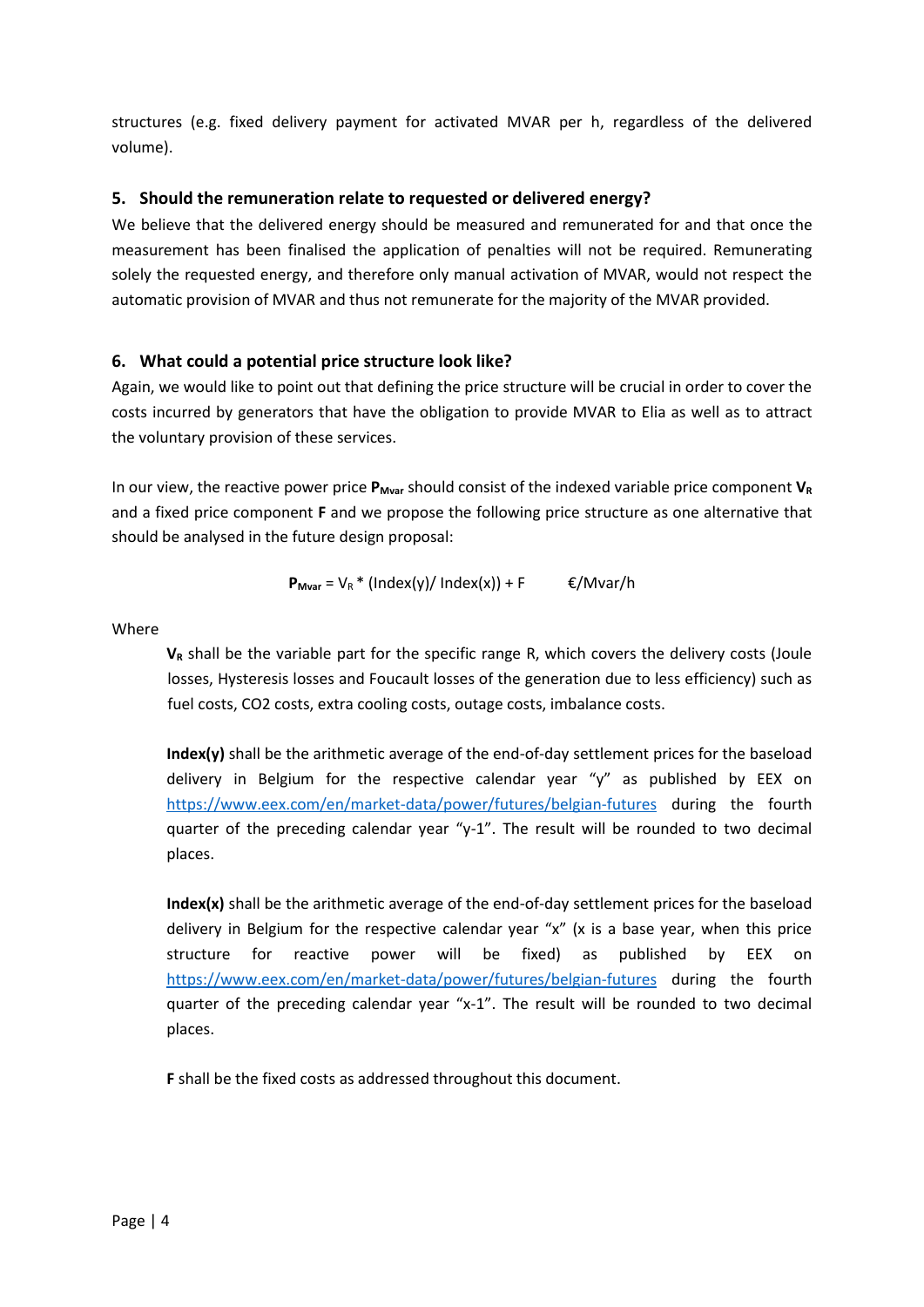structures (e.g. fixed delivery payment for activated MVAR per h, regardless of the delivered volume).

## 5. Should the remuneration relate to requested or delivered energy?

We believe that the delivered energy should be measured and remunerated for and that once the measurement has been finalised the application of penalties will not be required. Remunerating solely the requested energy, and therefore only manual activation of MVAR, would not respect the automatic provision of MVAR and thus not remunerate for the majority of the MVAR provided.

## 6. What could a potential price structure look like?

Again, we would like to point out that defining the price structure will be crucial in order to cover the costs incurred by generators that have the obligation to provide MVAR to Elia as well as to attract the voluntary provision of these services.

In our view, the reactive power price $\mathbf{P_{Mvar}}$ should consist of the indexed variable price component $\mathbf{V_R}$ and a fixed price component **F** and we propose the following price structure as one alternative that should be analysed in the future design proposal:

$$\mathbf{P_{Mvar}} = V_R * (\text{Index(y)}/\ \text{Index(x)}) + F \qquad \text{€/Mvar/h}$$

Where

$\mathbf{V_R}$ shall be the variable part for the specific range R, which covers the delivery costs (Joule losses, Hysteresis losses and Foucault losses of the generation due to less efficiency) such as fuel costs, $CO_2$ costs, extra cooling costs, outage costs, imbalance costs.

**Index(y)** shall be the arithmetic average of the end-of-day settlement prices for the baseload delivery in Belgium for the respective calendar year "y" as published by EEX on https://www.eex.com/en/market-data/power/futures/belgian-futures during the fourth quarter of the preceding calendar year "y-1". The result will be rounded to two decimal places.

**Index(x)** shall be the arithmetic average of the end-of-day settlement prices for the baseload delivery in Belgium for the respective calendar year "x" (x is a base year, when this price structure for reactive power will be fixed) as published by EEX on https://www.eex.com/en/market-data/power/futures/belgian-futures during the fourth quarter of the preceding calendar year "x-1". The result will be rounded to two decimal places.

**F** shall be the fixed costs as addressed throughout this document.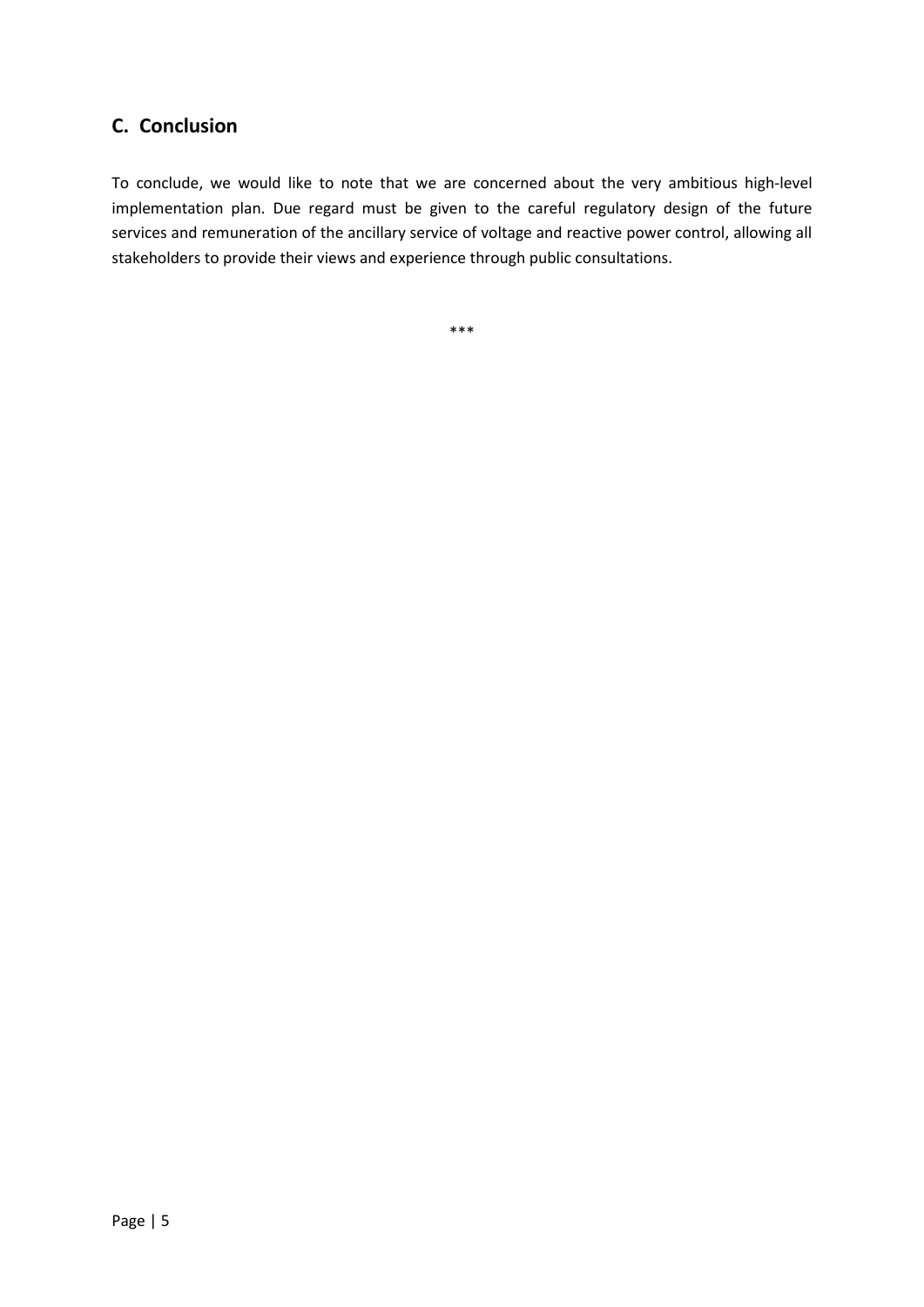## C. Conclusion

To conclude, we would like to note that we are concerned about the very ambitious high-level implementation plan. Due regard must be given to the careful regulatory design of the future services and remuneration of the ancillary service of voltage and reactive power control, allowing all stakeholders to provide their views and experience through public consultations.

***